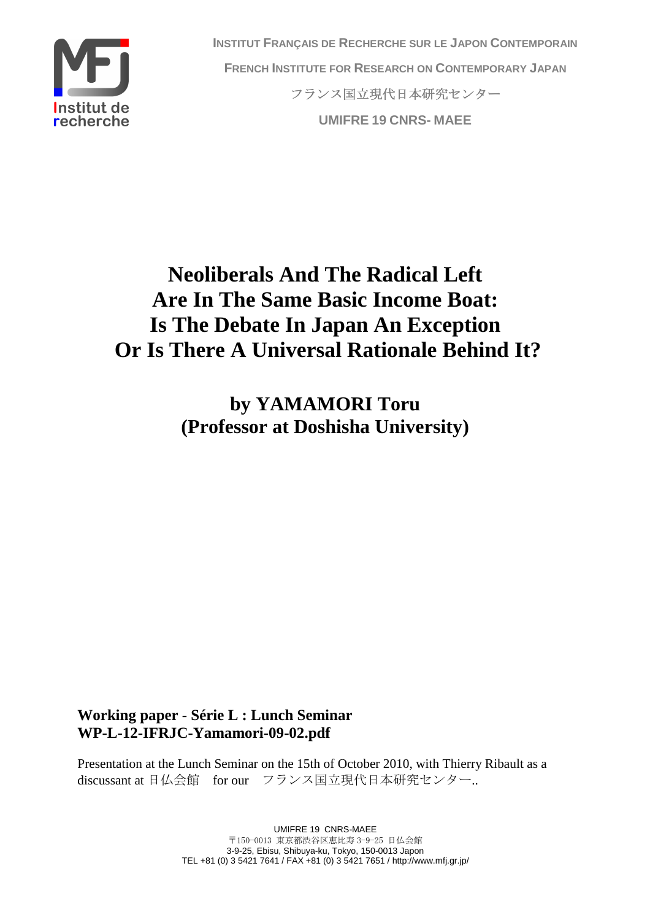INSTITUT FRANÇAIS DE RECHERCHE SUR LE JAPON CONTEMPORAIN

FRENCH INSTITUTE FOR RESEARCH ON CONTEMPORARY JAPAN

フランス国立現代日本研究センター

UMIFRE 19 CNRS- MAEE

# Neoliberals And The Radical Left Are In The Same Basic Income Boat: Is The Debate In Japan An Exception Or Is There A Universal Rationale Behind It?

## by YAMAMORI Toru (Professor at Doshisha University)

**Working paper - Série L : Lunch Seminar**
**WP-L-12-IFRJC-Yamamori-09-02.pdf**

Presentation at the Lunch Seminar on the 15th of October 2010, with Thierry Ribault as a discussant at 日仏会館　for our　フランス国立現代日本研究センター..

UMIFRE 19 CNRS-MAEE
〒150-0013 東京都渋谷区恵比寿 3-9-25 日仏会館
3-9-25, Ebisu, Shibuya-ku, Tokyo, 150-0013 Japon
TEL +81 (0) 3 5421 7641 / FAX +81 (0) 3 5421 7651 / http://www.mfj.gr.jp/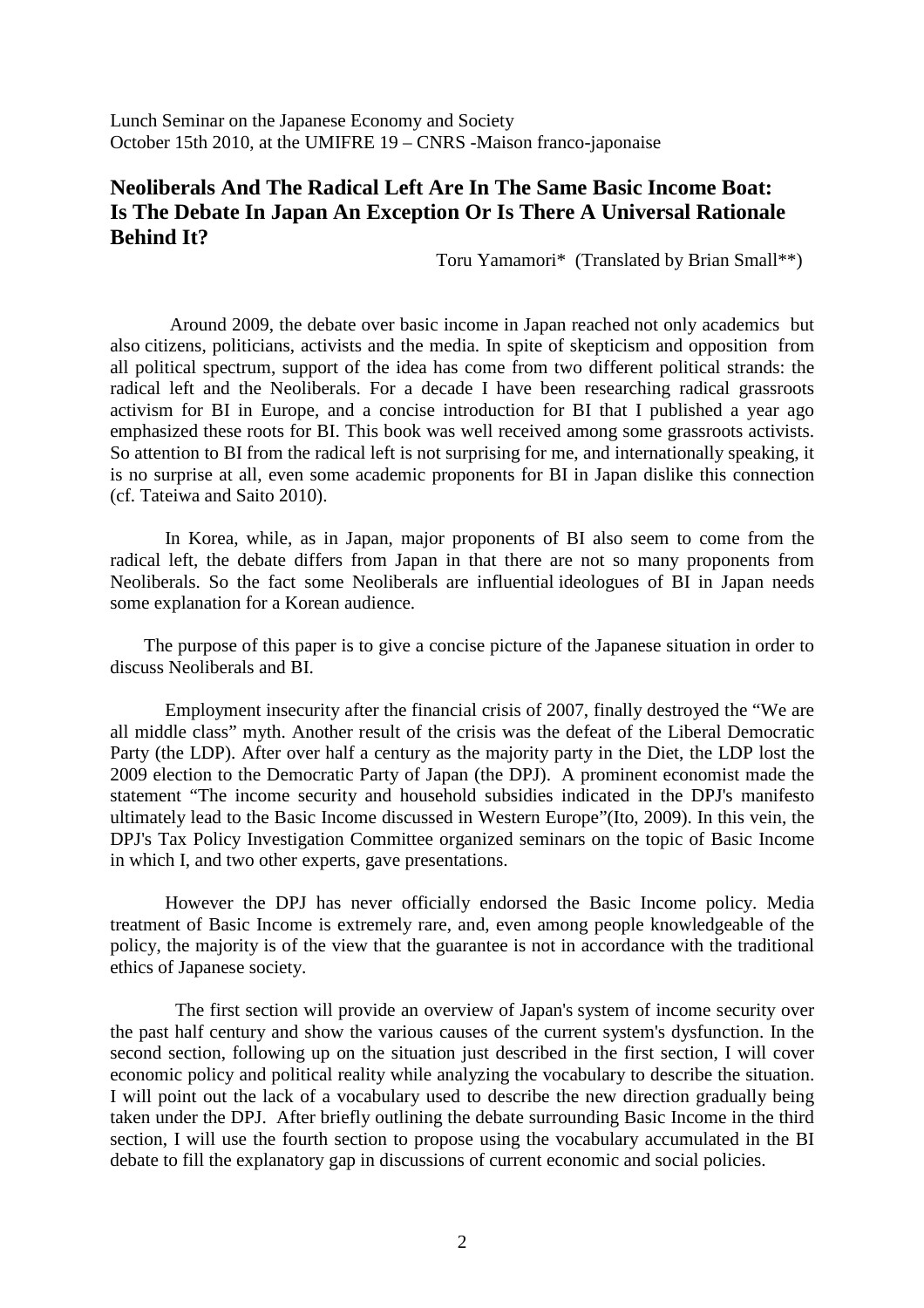Lunch Seminar on the Japanese Economy and Society
October 15th 2010, at the UMIFRE 19 – CNRS -Maison franco-japonaise

## Neoliberals And The Radical Left Are In The Same Basic Income Boat: Is The Debate In Japan An Exception Or Is There A Universal Rationale Behind It?

Toru Yamamori* (Translated by Brian Small**)

Around 2009, the debate over basic income in Japan reached not only academics but also citizens, politicians, activists and the media. In spite of skepticism and opposition from all political spectrum, support of the idea has come from two different political strands: the radical left and the Neoliberals. For a decade I have been researching radical grassroots activism for BI in Europe, and a concise introduction for BI that I published a year ago emphasized these roots for BI. This book was well received among some grassroots activists. So attention to BI from the radical left is not surprising for me, and internationally speaking, it is no surprise at all, even some academic proponents for BI in Japan dislike this connection (cf. Tateiwa and Saito 2010).

In Korea, while, as in Japan, major proponents of BI also seem to come from the radical left, the debate differs from Japan in that there are not so many proponents from Neoliberals. So the fact some Neoliberals are influential ideologues of BI in Japan needs some explanation for a Korean audience.

The purpose of this paper is to give a concise picture of the Japanese situation in order to discuss Neoliberals and BI.

Employment insecurity after the financial crisis of 2007, finally destroyed the "We are all middle class" myth. Another result of the crisis was the defeat of the Liberal Democratic Party (the LDP). After over half a century as the majority party in the Diet, the LDP lost the 2009 election to the Democratic Party of Japan (the DPJ). A prominent economist made the statement "The income security and household subsidies indicated in the DPJ's manifesto ultimately lead to the Basic Income discussed in Western Europe"(Ito, 2009). In this vein, the DPJ's Tax Policy Investigation Committee organized seminars on the topic of Basic Income in which I, and two other experts, gave presentations.

However the DPJ has never officially endorsed the Basic Income policy. Media treatment of Basic Income is extremely rare, and, even among people knowledgeable of the policy, the majority is of the view that the guarantee is not in accordance with the traditional ethics of Japanese society.

The first section will provide an overview of Japan's system of income security over the past half century and show the various causes of the current system's dysfunction. In the second section, following up on the situation just described in the first section, I will cover economic policy and political reality while analyzing the vocabulary to describe the situation. I will point out the lack of a vocabulary used to describe the new direction gradually being taken under the DPJ. After briefly outlining the debate surrounding Basic Income in the third section, I will use the fourth section to propose using the vocabulary accumulated in the BI debate to fill the explanatory gap in discussions of current economic and social policies.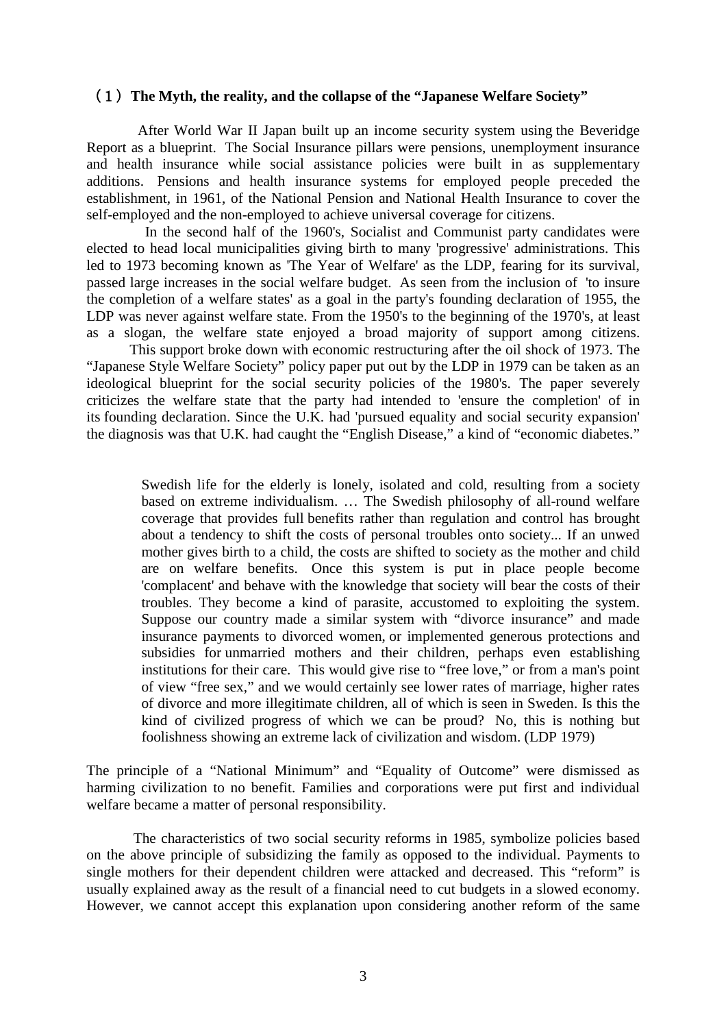### （1）The Myth, the reality, and the collapse of the "Japanese Welfare Society"

After World War II Japan built up an income security system using the Beveridge Report as a blueprint. The Social Insurance pillars were pensions, unemployment insurance and health insurance while social assistance policies were built in as supplementary additions. Pensions and health insurance systems for employed people preceded the establishment, in 1961, of the National Pension and National Health Insurance to cover the self-employed and the non-employed to achieve universal coverage for citizens.

In the second half of the 1960's, Socialist and Communist party candidates were elected to head local municipalities giving birth to many 'progressive' administrations. This led to 1973 becoming known as 'The Year of Welfare' as the LDP, fearing for its survival, passed large increases in the social welfare budget. As seen from the inclusion of 'to insure the completion of a welfare states' as a goal in the party's founding declaration of 1955, the LDP was never against welfare state. From the 1950's to the beginning of the 1970's, at least as a slogan, the welfare state enjoyed a broad majority of support among citizens. This support broke down with economic restructuring after the oil shock of 1973. The "Japanese Style Welfare Society" policy paper put out by the LDP in 1979 can be taken as an ideological blueprint for the social security policies of the 1980's. The paper severely criticizes the welfare state that the party had intended to 'ensure the completion' of in its founding declaration. Since the U.K. had 'pursued equality and social security expansion' the diagnosis was that U.K. had caught the "English Disease," a kind of "economic diabetes."

> Swedish life for the elderly is lonely, isolated and cold, resulting from a society based on extreme individualism. … The Swedish philosophy of all-round welfare coverage that provides full benefits rather than regulation and control has brought about a tendency to shift the costs of personal troubles onto society... If an unwed mother gives birth to a child, the costs are shifted to society as the mother and child are on welfare benefits. Once this system is put in place people become 'complacent' and behave with the knowledge that society will bear the costs of their troubles. They become a kind of parasite, accustomed to exploiting the system. Suppose our country made a similar system with "divorce insurance" and made insurance payments to divorced women, or implemented generous protections and subsidies for unmarried mothers and their children, perhaps even establishing institutions for their care. This would give rise to "free love," or from a man's point of view "free sex," and we would certainly see lower rates of marriage, higher rates of divorce and more illegitimate children, all of which is seen in Sweden. Is this the kind of civilized progress of which we can be proud? No, this is nothing but foolishness showing an extreme lack of civilization and wisdom. (LDP 1979)

The principle of a "National Minimum" and "Equality of Outcome" were dismissed as harming civilization to no benefit. Families and corporations were put first and individual welfare became a matter of personal responsibility.

The characteristics of two social security reforms in 1985, symbolize policies based on the above principle of subsidizing the family as opposed to the individual. Payments to single mothers for their dependent children were attacked and decreased. This "reform" is usually explained away as the result of a financial need to cut budgets in a slowed economy. However, we cannot accept this explanation upon considering another reform of the same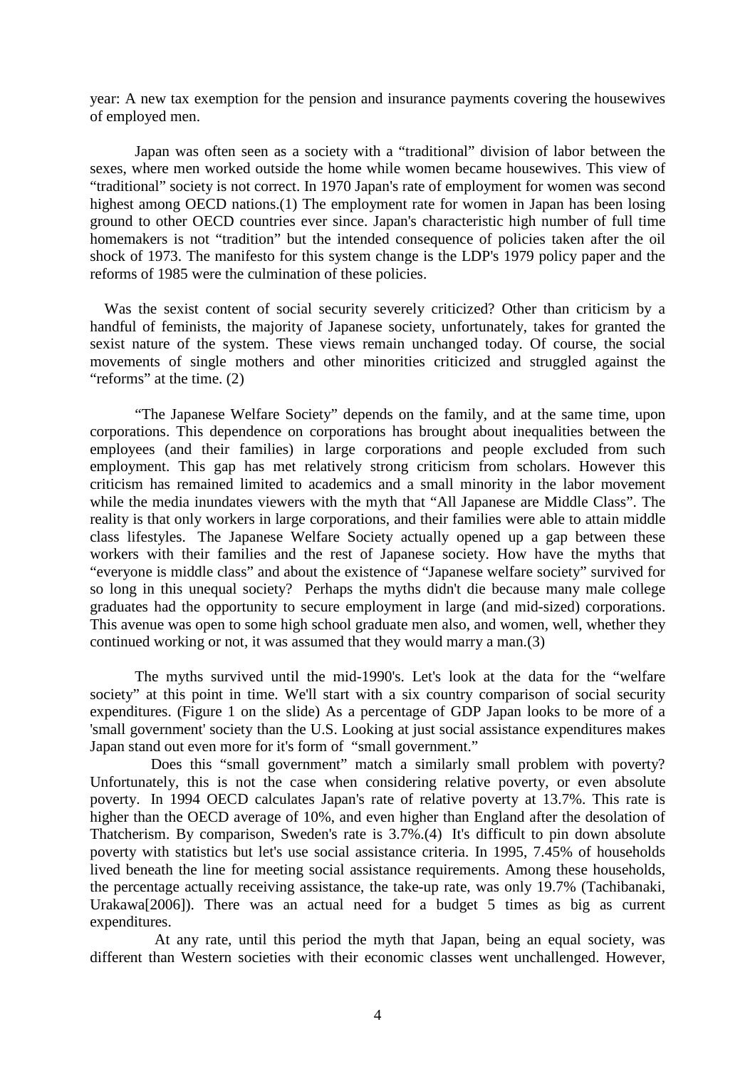year: A new tax exemption for the pension and insurance payments covering the housewives of employed men.

Japan was often seen as a society with a "traditional" division of labor between the sexes, where men worked outside the home while women became housewives. This view of "traditional" society is not correct. In 1970 Japan's rate of employment for women was second highest among OECD nations.(1) The employment rate for women in Japan has been losing ground to other OECD countries ever since. Japan's characteristic high number of full time homemakers is not "tradition" but the intended consequence of policies taken after the oil shock of 1973. The manifesto for this system change is the LDP's 1979 policy paper and the reforms of 1985 were the culmination of these policies.

Was the sexist content of social security severely criticized? Other than criticism by a handful of feminists, the majority of Japanese society, unfortunately, takes for granted the sexist nature of the system. These views remain unchanged today. Of course, the social movements of single mothers and other minorities criticized and struggled against the "reforms" at the time. (2)

"The Japanese Welfare Society" depends on the family, and at the same time, upon corporations. This dependence on corporations has brought about inequalities between the employees (and their families) in large corporations and people excluded from such employment. This gap has met relatively strong criticism from scholars. However this criticism has remained limited to academics and a small minority in the labor movement while the media inundates viewers with the myth that "All Japanese are Middle Class". The reality is that only workers in large corporations, and their families were able to attain middle class lifestyles. The Japanese Welfare Society actually opened up a gap between these workers with their families and the rest of Japanese society. How have the myths that "everyone is middle class" and about the existence of "Japanese welfare society" survived for so long in this unequal society? Perhaps the myths didn't die because many male college graduates had the opportunity to secure employment in large (and mid-sized) corporations. This avenue was open to some high school graduate men also, and women, well, whether they continued working or not, it was assumed that they would marry a man.(3)

The myths survived until the mid-1990's. Let's look at the data for the "welfare society" at this point in time. We'll start with a six country comparison of social security expenditures. (Figure 1 on the slide) As a percentage of GDP Japan looks to be more of a 'small government' society than the U.S. Looking at just social assistance expenditures makes Japan stand out even more for it's form of "small government."

Does this "small government" match a similarly small problem with poverty? Unfortunately, this is not the case when considering relative poverty, or even absolute poverty. In 1994 OECD calculates Japan's rate of relative poverty at 13.7%. This rate is higher than the OECD average of 10%, and even higher than England after the desolation of Thatcherism. By comparison, Sweden's rate is 3.7%.(4) It's difficult to pin down absolute poverty with statistics but let's use social assistance criteria. In 1995, 7.45% of households lived beneath the line for meeting social assistance requirements. Among these households, the percentage actually receiving assistance, the take-up rate, was only 19.7% (Tachibanaki, Urakawa[2006]). There was an actual need for a budget 5 times as big as current expenditures.

At any rate, until this period the myth that Japan, being an equal society, was different than Western societies with their economic classes went unchallenged. However,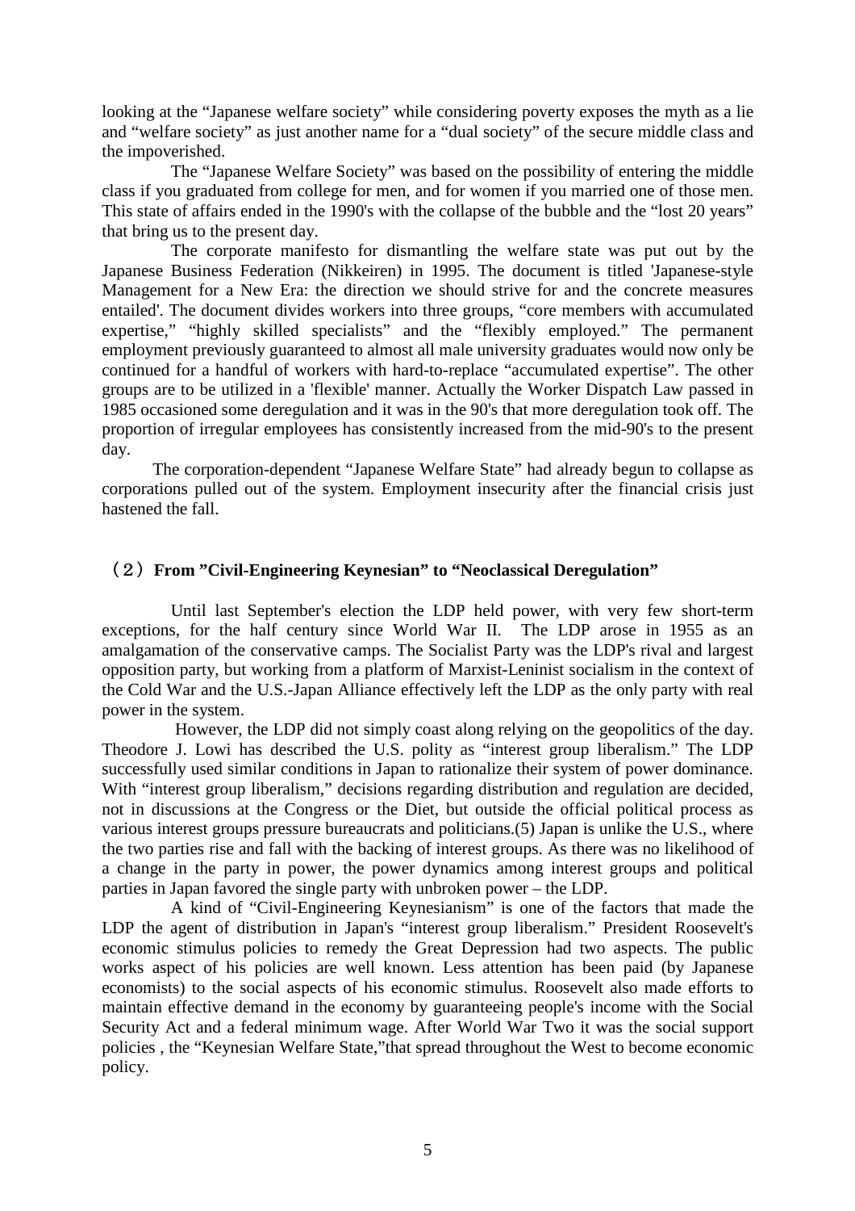looking at the “Japanese welfare society” while considering poverty exposes the myth as a lie and “welfare society” as just another name for a “dual society” of the secure middle class and the impoverished.

The “Japanese Welfare Society” was based on the possibility of entering the middle class if you graduated from college for men, and for women if you married one of those men. This state of affairs ended in the 1990's with the collapse of the bubble and the “lost 20 years” that bring us to the present day.

The corporate manifesto for dismantling the welfare state was put out by the Japanese Business Federation (Nikkeiren) in 1995. The document is titled 'Japanese-style Management for a New Era: the direction we should strive for and the concrete measures entailed'. The document divides workers into three groups, “core members with accumulated expertise,” “highly skilled specialists” and the “flexibly employed.” The permanent employment previously guaranteed to almost all male university graduates would now only be continued for a handful of workers with hard-to-replace “accumulated expertise”. The other groups are to be utilized in a 'flexible' manner. Actually the Worker Dispatch Law passed in 1985 occasioned some deregulation and it was in the 90's that more deregulation took off. The proportion of irregular employees has consistently increased from the mid-90's to the present day.

The corporation-dependent “Japanese Welfare State” had already begun to collapse as corporations pulled out of the system. Employment insecurity after the financial crisis just hastened the fall.

## （2）From ”Civil-Engineering Keynesian” to “Neoclassical Deregulation”

Until last September's election the LDP held power, with very few short-term exceptions, for the half century since World War II. The LDP arose in 1955 as an amalgamation of the conservative camps. The Socialist Party was the LDP's rival and largest opposition party, but working from a platform of Marxist-Leninist socialism in the context of the Cold War and the U.S.-Japan Alliance effectively left the LDP as the only party with real power in the system.

However, the LDP did not simply coast along relying on the geopolitics of the day. Theodore J. Lowi has described the U.S. polity as “interest group liberalism.” The LDP successfully used similar conditions in Japan to rationalize their system of power dominance. With “interest group liberalism,” decisions regarding distribution and regulation are decided, not in discussions at the Congress or the Diet, but outside the official political process as various interest groups pressure bureaucrats and politicians.(5) Japan is unlike the U.S., where the two parties rise and fall with the backing of interest groups. As there was no likelihood of a change in the party in power, the power dynamics among interest groups and political parties in Japan favored the single party with unbroken power – the LDP.

A kind of “Civil-Engineering Keynesianism” is one of the factors that made the LDP the agent of distribution in Japan's “interest group liberalism.” President Roosevelt's economic stimulus policies to remedy the Great Depression had two aspects. The public works aspect of his policies are well known. Less attention has been paid (by Japanese economists) to the social aspects of his economic stimulus. Roosevelt also made efforts to maintain effective demand in the economy by guaranteeing people's income with the Social Security Act and a federal minimum wage. After World War Two it was the social support policies , the “Keynesian Welfare State,”that spread throughout the West to become economic policy.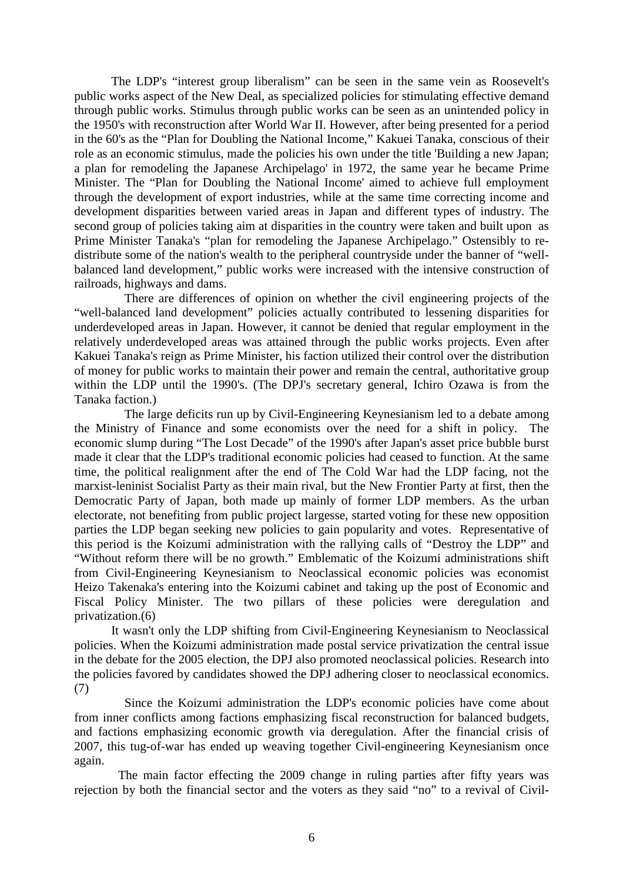The LDP's "interest group liberalism" can be seen in the same vein as Roosevelt's public works aspect of the New Deal, as specialized policies for stimulating effective demand through public works. Stimulus through public works can be seen as an unintended policy in the 1950's with reconstruction after World War II. However, after being presented for a period in the 60's as the "Plan for Doubling the National Income," Kakuei Tanaka, conscious of their role as an economic stimulus, made the policies his own under the title 'Building a new Japan; a plan for remodeling the Japanese Archipelago' in 1972, the same year he became Prime Minister. The "Plan for Doubling the National Income' aimed to achieve full employment through the development of export industries, while at the same time correcting income and development disparities between varied areas in Japan and different types of industry. The second group of policies taking aim at disparities in the country were taken and built upon as Prime Minister Tanaka's "plan for remodeling the Japanese Archipelago." Ostensibly to re-distribute some of the nation's wealth to the peripheral countryside under the banner of "well-balanced land development," public works were increased with the intensive construction of railroads, highways and dams.

There are differences of opinion on whether the civil engineering projects of the "well-balanced land development" policies actually contributed to lessening disparities for underdeveloped areas in Japan. However, it cannot be denied that regular employment in the relatively underdeveloped areas was attained through the public works projects. Even after Kakuei Tanaka's reign as Prime Minister, his faction utilized their control over the distribution of money for public works to maintain their power and remain the central, authoritative group within the LDP until the 1990's. (The DPJ's secretary general, Ichiro Ozawa is from the Tanaka faction.)

The large deficits run up by Civil-Engineering Keynesianism led to a debate among the Ministry of Finance and some economists over the need for a shift in policy. The economic slump during "The Lost Decade" of the 1990's after Japan's asset price bubble burst made it clear that the LDP's traditional economic policies had ceased to function. At the same time, the political realignment after the end of The Cold War had the LDP facing, not the marxist-leninist Socialist Party as their main rival, but the New Frontier Party at first, then the Democratic Party of Japan, both made up mainly of former LDP members. As the urban electorate, not benefiting from public project largesse, started voting for these new opposition parties the LDP began seeking new policies to gain popularity and votes. Representative of this period is the Koizumi administration with the rallying calls of "Destroy the LDP" and "Without reform there will be no growth." Emblematic of the Koizumi administrations shift from Civil-Engineering Keynesianism to Neoclassical economic policies was economist Heizo Takenaka's entering into the Koizumi cabinet and taking up the post of Economic and Fiscal Policy Minister. The two pillars of these policies were deregulation and privatization.(6)

It wasn't only the LDP shifting from Civil-Engineering Keynesianism to Neoclassical policies. When the Koizumi administration made postal service privatization the central issue in the debate for the 2005 election, the DPJ also promoted neoclassical policies. Research into the policies favored by candidates showed the DPJ adhering closer to neoclassical economics. (7)

Since the Koizumi administration the LDP's economic policies have come about from inner conflicts among factions emphasizing fiscal reconstruction for balanced budgets, and factions emphasizing economic growth via deregulation. After the financial crisis of 2007, this tug-of-war has ended up weaving together Civil-engineering Keynesianism once again.

The main factor effecting the 2009 change in ruling parties after fifty years was rejection by both the financial sector and the voters as they said "no" to a revival of Civil-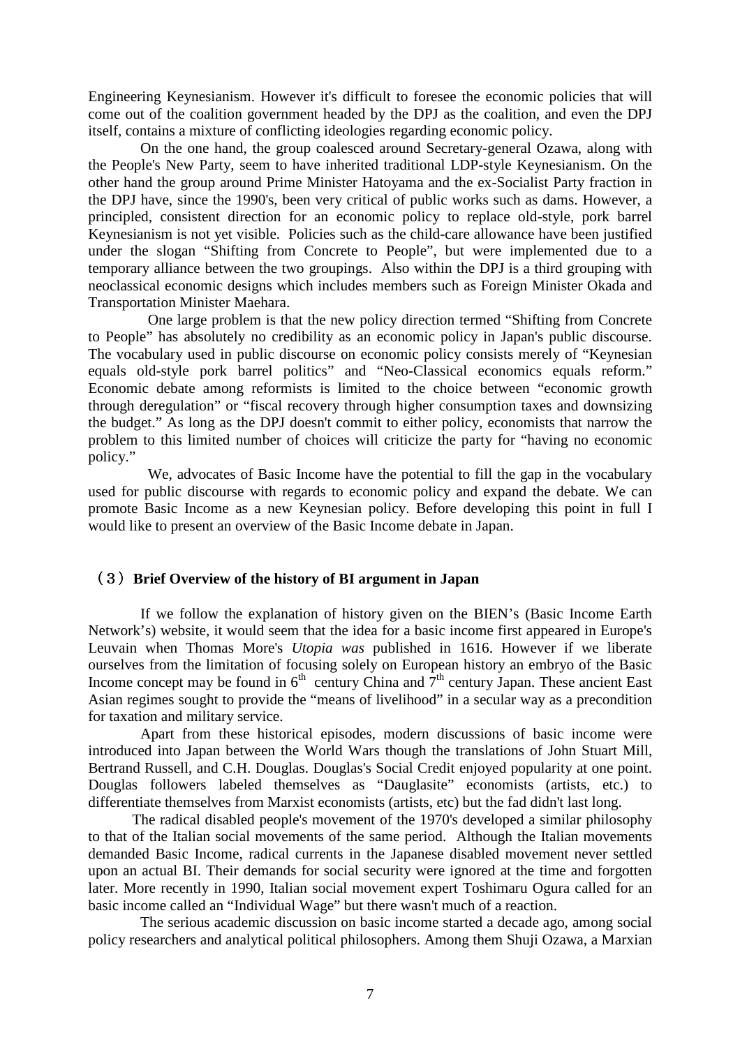Engineering Keynesianism. However it's difficult to foresee the economic policies that will come out of the coalition government headed by the DPJ as the coalition, and even the DPJ itself, contains a mixture of conflicting ideologies regarding economic policy.

On the one hand, the group coalesced around Secretary-general Ozawa, along with the People's New Party, seem to have inherited traditional LDP-style Keynesianism. On the other hand the group around Prime Minister Hatoyama and the ex-Socialist Party fraction in the DPJ have, since the 1990's, been very critical of public works such as dams. However, a principled, consistent direction for an economic policy to replace old-style, pork barrel Keynesianism is not yet visible. Policies such as the child-care allowance have been justified under the slogan "Shifting from Concrete to People", but were implemented due to a temporary alliance between the two groupings. Also within the DPJ is a third grouping with neoclassical economic designs which includes members such as Foreign Minister Okada and Transportation Minister Maehara.

One large problem is that the new policy direction termed "Shifting from Concrete to People" has absolutely no credibility as an economic policy in Japan's public discourse. The vocabulary used in public discourse on economic policy consists merely of "Keynesian equals old-style pork barrel politics" and "Neo-Classical economics equals reform." Economic debate among reformists is limited to the choice between "economic growth through deregulation" or "fiscal recovery through higher consumption taxes and downsizing the budget." As long as the DPJ doesn't commit to either policy, economists that narrow the problem to this limited number of choices will criticize the party for "having no economic policy."

We, advocates of Basic Income have the potential to fill the gap in the vocabulary used for public discourse with regards to economic policy and expand the debate. We can promote Basic Income as a new Keynesian policy. Before developing this point in full I would like to present an overview of the Basic Income debate in Japan.

### （３）Brief Overview of the history of BI argument in Japan

If we follow the explanation of history given on the BIEN's (Basic Income Earth Network's) website, it would seem that the idea for a basic income first appeared in Europe's Leuvain when Thomas More's *Utopia was* published in 1616. However if we liberate ourselves from the limitation of focusing solely on European history an embryo of the Basic Income concept may be found in 6th century China and 7th century Japan. These ancient East Asian regimes sought to provide the "means of livelihood" in a secular way as a precondition for taxation and military service.

Apart from these historical episodes, modern discussions of basic income were introduced into Japan between the World Wars though the translations of John Stuart Mill, Bertrand Russell, and C.H. Douglas. Douglas's Social Credit enjoyed popularity at one point. Douglas followers labeled themselves as "Dauglasite" economists (artists, etc.) to differentiate themselves from Marxist economists (artists, etc) but the fad didn't last long.

The radical disabled people's movement of the 1970's developed a similar philosophy to that of the Italian social movements of the same period. Although the Italian movements demanded Basic Income, radical currents in the Japanese disabled movement never settled upon an actual BI. Their demands for social security were ignored at the time and forgotten later. More recently in 1990, Italian social movement expert Toshimaru Ogura called for an basic income called an "Individual Wage" but there wasn't much of a reaction.

The serious academic discussion on basic income started a decade ago, among social policy researchers and analytical political philosophers. Among them Shuji Ozawa, a Marxian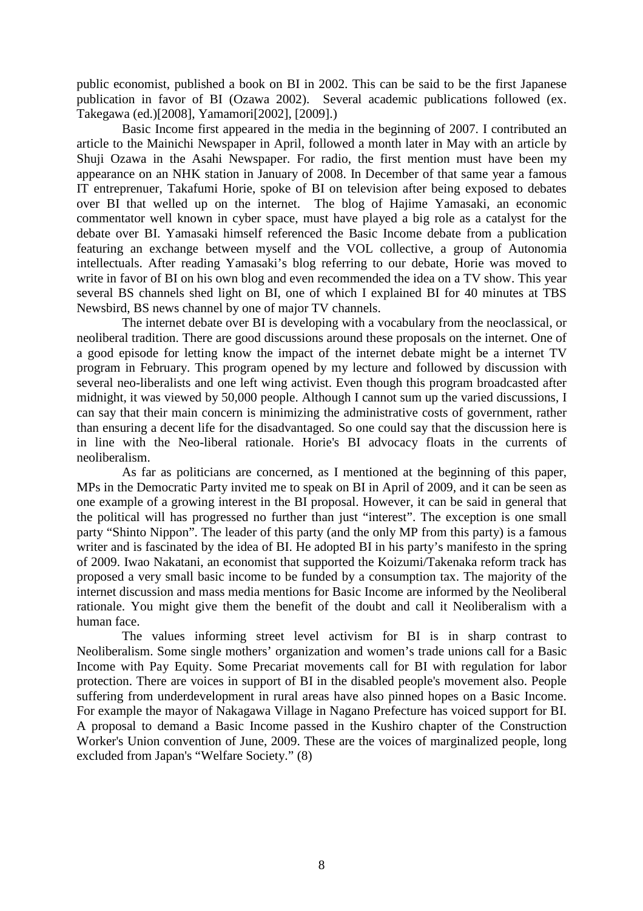public economist, published a book on BI in 2002. This can be said to be the first Japanese publication in favor of BI (Ozawa 2002). Several academic publications followed (ex. Takegawa (ed.)[2008], Yamamori[2002], [2009].)

Basic Income first appeared in the media in the beginning of 2007. I contributed an article to the Mainichi Newspaper in April, followed a month later in May with an article by Shuji Ozawa in the Asahi Newspaper. For radio, the first mention must have been my appearance on an NHK station in January of 2008. In December of that same year a famous IT entreprenuer, Takafumi Horie, spoke of BI on television after being exposed to debates over BI that welled up on the internet. The blog of Hajime Yamasaki, an economic commentator well known in cyber space, must have played a big role as a catalyst for the debate over BI. Yamasaki himself referenced the Basic Income debate from a publication featuring an exchange between myself and the VOL collective, a group of Autonomia intellectuals. After reading Yamasaki's blog referring to our debate, Horie was moved to write in favor of BI on his own blog and even recommended the idea on a TV show. This year several BS channels shed light on BI, one of which I explained BI for 40 minutes at TBS Newsbird, BS news channel by one of major TV channels.

The internet debate over BI is developing with a vocabulary from the neoclassical, or neoliberal tradition. There are good discussions around these proposals on the internet. One of a good episode for letting know the impact of the internet debate might be a internet TV program in February. This program opened by my lecture and followed by discussion with several neo-liberalists and one left wing activist. Even though this program broadcasted after midnight, it was viewed by 50,000 people. Although I cannot sum up the varied discussions, I can say that their main concern is minimizing the administrative costs of government, rather than ensuring a decent life for the disadvantaged. So one could say that the discussion here is in line with the Neo-liberal rationale. Horie's BI advocacy floats in the currents of neoliberalism.

As far as politicians are concerned, as I mentioned at the beginning of this paper, MPs in the Democratic Party invited me to speak on BI in April of 2009, and it can be seen as one example of a growing interest in the BI proposal. However, it can be said in general that the political will has progressed no further than just "interest". The exception is one small party "Shinto Nippon". The leader of this party (and the only MP from this party) is a famous writer and is fascinated by the idea of BI. He adopted BI in his party's manifesto in the spring of 2009. Iwao Nakatani, an economist that supported the Koizumi/Takenaka reform track has proposed a very small basic income to be funded by a consumption tax. The majority of the internet discussion and mass media mentions for Basic Income are informed by the Neoliberal rationale. You might give them the benefit of the doubt and call it Neoliberalism with a human face.

The values informing street level activism for BI is in sharp contrast to Neoliberalism. Some single mothers' organization and women's trade unions call for a Basic Income with Pay Equity. Some Precariat movements call for BI with regulation for labor protection. There are voices in support of BI in the disabled people's movement also. People suffering from underdevelopment in rural areas have also pinned hopes on a Basic Income. For example the mayor of Nakagawa Village in Nagano Prefecture has voiced support for BI. A proposal to demand a Basic Income passed in the Kushiro chapter of the Construction Worker's Union convention of June, 2009. These are the voices of marginalized people, long excluded from Japan's "Welfare Society." (8)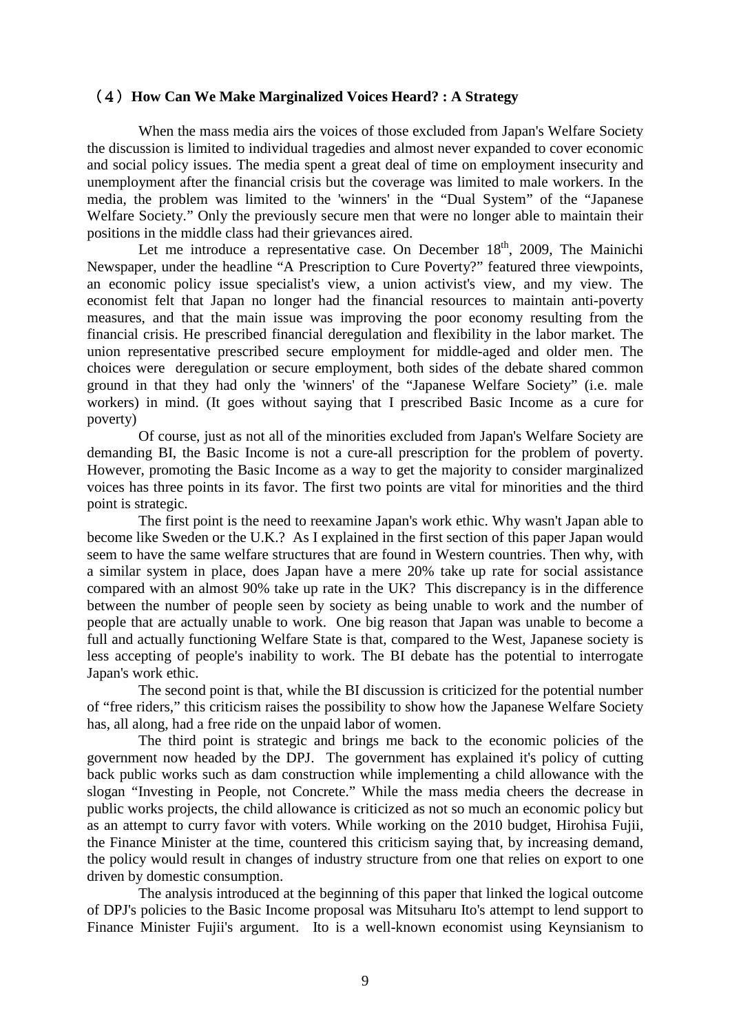### （4）How Can We Make Marginalized Voices Heard? : A Strategy

When the mass media airs the voices of those excluded from Japan's Welfare Society the discussion is limited to individual tragedies and almost never expanded to cover economic and social policy issues. The media spent a great deal of time on employment insecurity and unemployment after the financial crisis but the coverage was limited to male workers. In the media, the problem was limited to the 'winners' in the “Dual System” of the “Japanese Welfare Society.” Only the previously secure men that were no longer able to maintain their positions in the middle class had their grievances aired.

Let me introduce a representative case. On December 18th, 2009, The Mainichi Newspaper, under the headline “A Prescription to Cure Poverty?” featured three viewpoints, an economic policy issue specialist's view, a union activist's view, and my view. The economist felt that Japan no longer had the financial resources to maintain anti-poverty measures, and that the main issue was improving the poor economy resulting from the financial crisis. He prescribed financial deregulation and flexibility in the labor market. The union representative prescribed secure employment for middle-aged and older men. The choices were deregulation or secure employment, both sides of the debate shared common ground in that they had only the 'winners' of the “Japanese Welfare Society” (i.e. male workers) in mind. (It goes without saying that I prescribed Basic Income as a cure for poverty)

Of course, just as not all of the minorities excluded from Japan's Welfare Society are demanding BI, the Basic Income is not a cure-all prescription for the problem of poverty. However, promoting the Basic Income as a way to get the majority to consider marginalized voices has three points in its favor. The first two points are vital for minorities and the third point is strategic.

The first point is the need to reexamine Japan's work ethic. Why wasn't Japan able to become like Sweden or the U.K.? As I explained in the first section of this paper Japan would seem to have the same welfare structures that are found in Western countries. Then why, with a similar system in place, does Japan have a mere 20% take up rate for social assistance compared with an almost 90% take up rate in the UK? This discrepancy is in the difference between the number of people seen by society as being unable to work and the number of people that are actually unable to work. One big reason that Japan was unable to become a full and actually functioning Welfare State is that, compared to the West, Japanese society is less accepting of people's inability to work. The BI debate has the potential to interrogate Japan's work ethic.

The second point is that, while the BI discussion is criticized for the potential number of “free riders,” this criticism raises the possibility to show how the Japanese Welfare Society has, all along, had a free ride on the unpaid labor of women.

The third point is strategic and brings me back to the economic policies of the government now headed by the DPJ. The government has explained it's policy of cutting back public works such as dam construction while implementing a child allowance with the slogan “Investing in People, not Concrete.” While the mass media cheers the decrease in public works projects, the child allowance is criticized as not so much an economic policy but as an attempt to curry favor with voters. While working on the 2010 budget, Hirohisa Fujii, the Finance Minister at the time, countered this criticism saying that, by increasing demand, the policy would result in changes of industry structure from one that relies on export to one driven by domestic consumption.

The analysis introduced at the beginning of this paper that linked the logical outcome of DPJ's policies to the Basic Income proposal was Mitsuharu Ito's attempt to lend support to Finance Minister Fujii's argument. Ito is a well-known economist using Keynsianism to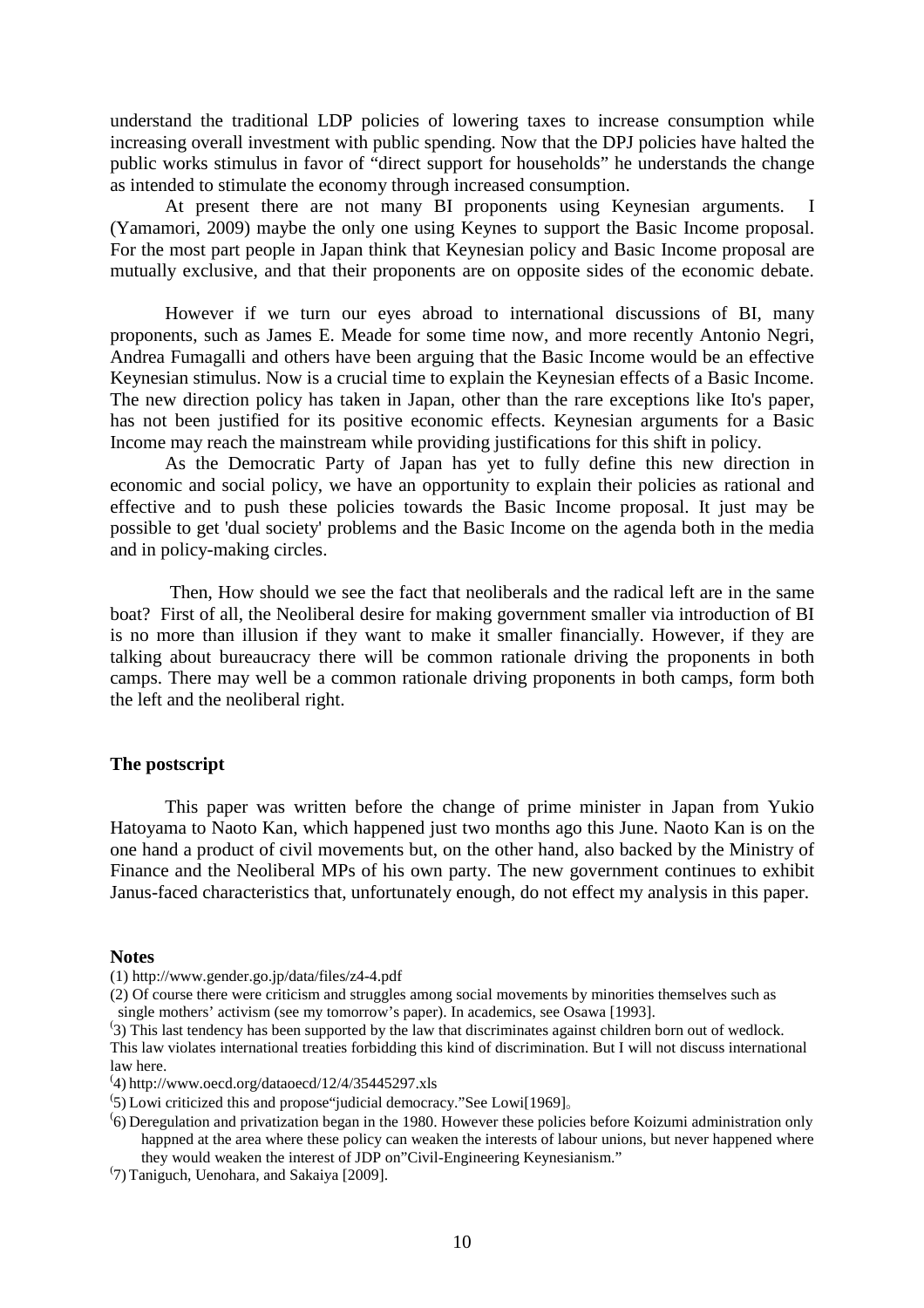understand the traditional LDP policies of lowering taxes to increase consumption while increasing overall investment with public spending. Now that the DPJ policies have halted the public works stimulus in favor of "direct support for households" he understands the change as intended to stimulate the economy through increased consumption.

At present there are not many BI proponents using Keynesian arguments. I (Yamamori, 2009) maybe the only one using Keynes to support the Basic Income proposal. For the most part people in Japan think that Keynesian policy and Basic Income proposal are mutually exclusive, and that their proponents are on opposite sides of the economic debate.

However if we turn our eyes abroad to international discussions of BI, many proponents, such as James E. Meade for some time now, and more recently Antonio Negri, Andrea Fumagalli and others have been arguing that the Basic Income would be an effective Keynesian stimulus. Now is a crucial time to explain the Keynesian effects of a Basic Income. The new direction policy has taken in Japan, other than the rare exceptions like Ito's paper, has not been justified for its positive economic effects. Keynesian arguments for a Basic Income may reach the mainstream while providing justifications for this shift in policy.

As the Democratic Party of Japan has yet to fully define this new direction in economic and social policy, we have an opportunity to explain their policies as rational and effective and to push these policies towards the Basic Income proposal. It just may be possible to get 'dual society' problems and the Basic Income on the agenda both in the media and in policy-making circles.

Then, How should we see the fact that neoliberals and the radical left are in the same boat? First of all, the Neoliberal desire for making government smaller via introduction of BI is no more than illusion if they want to make it smaller financially. However, if they are talking about bureaucracy there will be common rationale driving the proponents in both camps. There may well be a common rationale driving proponents in both camps, form both the left and the neoliberal right.

**The postscript**

This paper was written before the change of prime minister in Japan from Yukio Hatoyama to Naoto Kan, which happened just two months ago this June. Naoto Kan is on the one hand a product of civil movements but, on the other hand, also backed by the Ministry of Finance and the Neoliberal MPs of his own party. The new government continues to exhibit Janus-faced characteristics that, unfortunately enough, do not effect my analysis in this paper.

**Notes**

(1) http://www.gender.go.jp/data/files/z4-4.pdf

(2) Of course there were criticism and struggles among social movements by minorities themselves such as single mothers' activism (see my tomorrow's paper). In academics, see Osawa [1993].

(3) This last tendency has been supported by the law that discriminates against children born out of wedlock. This law violates international treaties forbidding this kind of discrimination. But I will not discuss international law here.

(4) http://www.oecd.org/dataoecd/12/4/35445297.xls

(5) Lowi criticized this and propose"judicial democracy."See Lowi[1969]。

(6) Deregulation and privatization began in the 1980. However these policies before Koizumi administration only happned at the area where these policy can weaken the interests of labour unions, but never happened where they would weaken the interest of JDP on"Civil-Engineering Keynesianism."

(7) Taniguch, Uenohara, and Sakaiya [2009].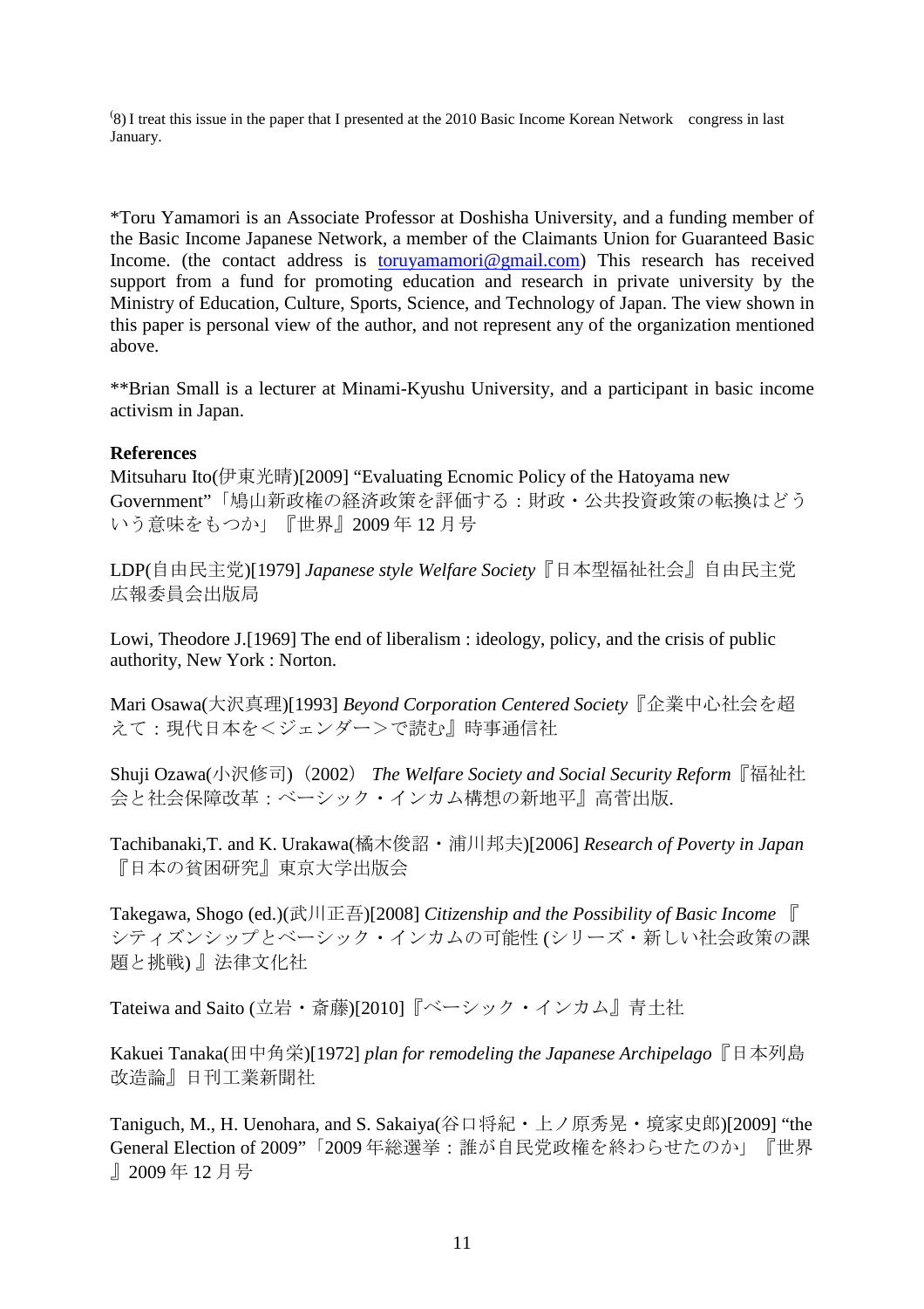(8) I treat this issue in the paper that I presented at the 2010 Basic Income Korean Network　congress in last January.

*Toru Yamamori is an Associate Professor at Doshisha University, and a funding member of the Basic Income Japanese Network, a member of the Claimants Union for Guaranteed Basic Income. (the contact address is toruyamamori@gmail.com) This research has received support from a fund for promoting education and research in private university by the Ministry of Education, Culture, Sports, Science, and Technology of Japan. The view shown in this paper is personal view of the author, and not represent any of the organization mentioned above.

**Brian Small is a lecturer at Minami-Kyushu University, and a participant in basic income activism in Japan.

**References**

Mitsuharu Ito(伊東光晴)[2009] "Evaluating Ecnomic Policy of the Hatoyama new Government"「鳩山新政権の経済政策を評価する：財政・公共投資政策の転換はどういう意味をもつか」『世界』2009 年 12 月号

LDP(自由民主党)[1979] *Japanese style Welfare Society*『日本型福祉社会』自由民主党広報委員会出版局

Lowi, Theodore J.[1969] The end of liberalism : ideology, policy, and the crisis of public authority, New York : Norton.

Mari Osawa(大沢真理)[1993] *Beyond Corporation Centered Society*『企業中心社会を超えて：現代日本を＜ジェンダー＞で読む』時事通信社

Shuji Ozawa(小沢修司)（2002） *The Welfare Society and Social Security Reform*『福祉社会と社会保障改革：ベーシック・インカム構想の新地平』高菅出版.

Tachibanaki,T. and K. Urakawa(橘木俊詔・浦川邦夫)[2006] *Research of Poverty in Japan*『日本の貧困研究』東京大学出版会

Takegawa, Shogo (ed.)(武川正吾)[2008] *Citizenship and the Possibility of Basic Income*『シティズンシップとベーシック・インカムの可能性 (シリーズ・新しい社会政策の課題と挑戦) 』法律文化社

Tateiwa and Saito (立岩・斎藤)[2010]『ベーシック・インカム』青土社

Kakuei Tanaka(田中角栄)[1972] *plan for remodeling the Japanese Archipelago*『日本列島改造論』日刊工業新聞社

Taniguch, M., H. Uenohara, and S. Sakaiya(谷口将紀・上ノ原秀晃・境家史郎)[2009] "the General Election of 2009"「2009 年総選挙：誰が自民党政権を終わらせたのか」『世界』2009 年 12 月号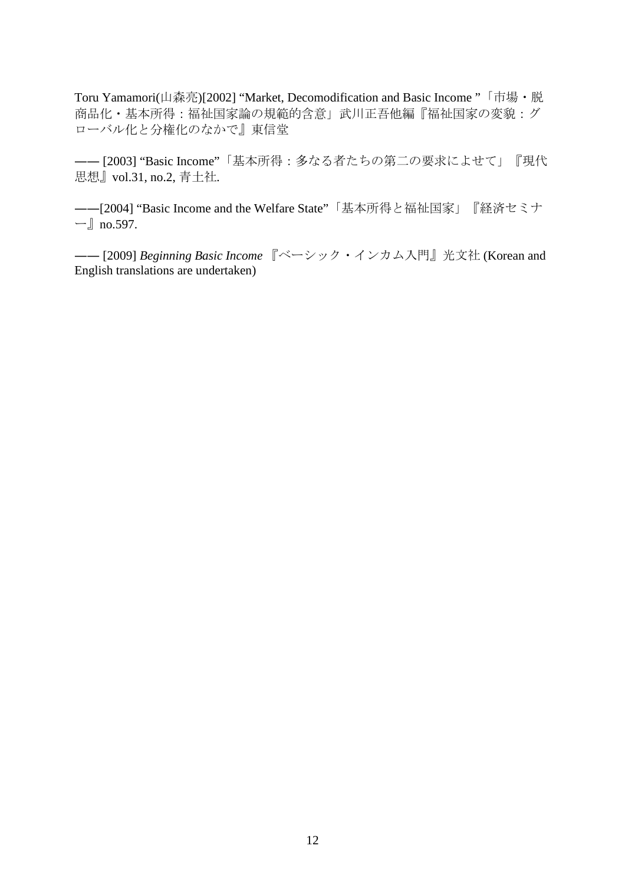Toru Yamamori(山森亮)[2002] “Market, Decomodification and Basic Income ”「市場・脱商品化・基本所得：福祉国家論の規範的含意」武川正吾他編『福祉国家の変貌：グローバル化と分権化のなかで』東信堂

—— [2003] “Basic Income”「基本所得：多なる者たちの第二の要求によせて」『現代思想』vol.31, no.2, 青土社.

——[2004] “Basic Income and the Welfare State”「基本所得と福祉国家」『経済セミナー』no.597.

—— [2009] *Beginning Basic Income* 『ベーシック・インカム入門』光文社 (Korean and English translations are undertaken)